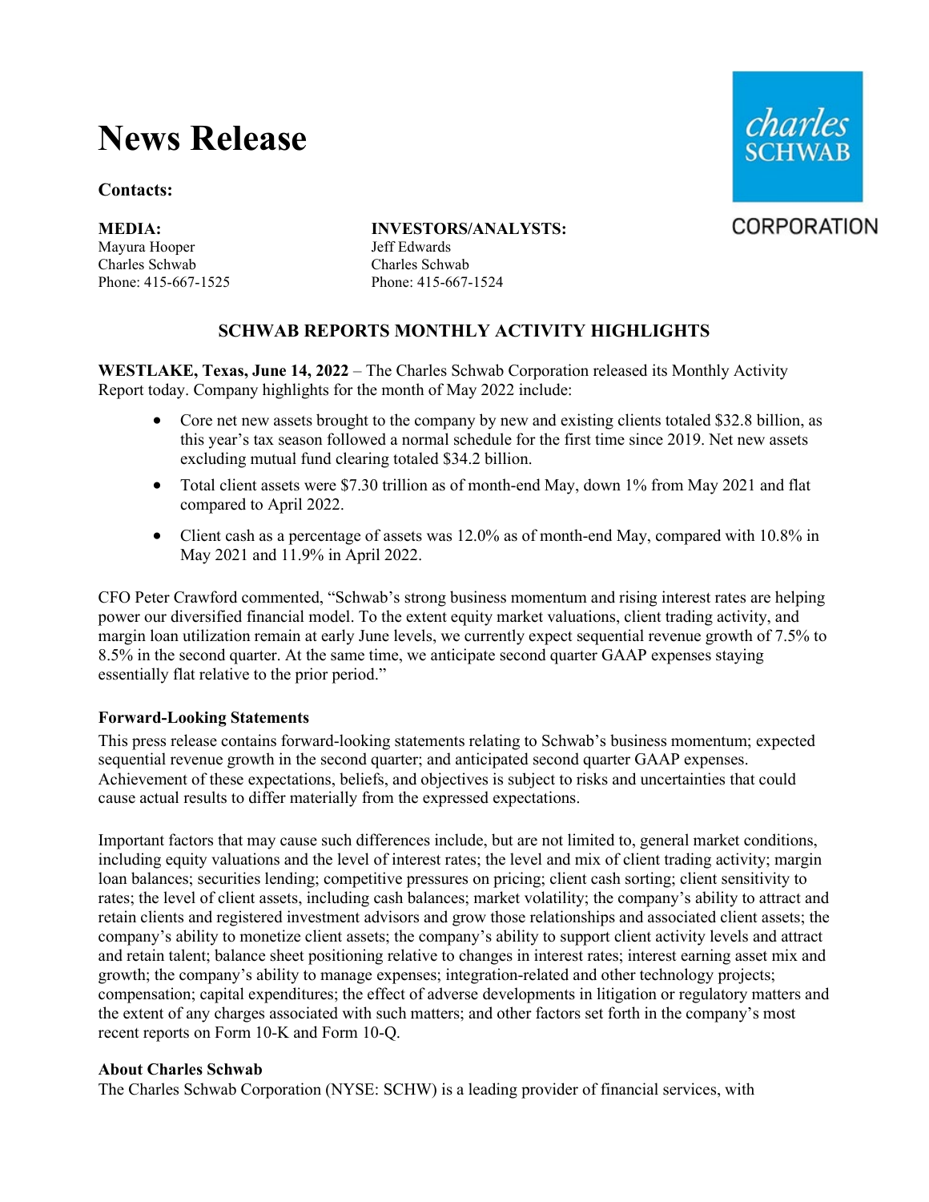# News Release

**Contacts:**

**MEDIA:**
Mayura Hooper
Charles Schwab
Phone: 415-667-1525

**INVESTORS/ANALYSTS:**
Jeff Edwards
Charles Schwab
Phone: 415-667-1524

## SCHWAB REPORTS MONTHLY ACTIVITY HIGHLIGHTS

**WESTLAKE, Texas, June 14, 2022** – The Charles Schwab Corporation released its Monthly Activity Report today. Company highlights for the month of May 2022 include:

- Core net new assets brought to the company by new and existing clients totaled $32.8 billion, as this year's tax season followed a normal schedule for the first time since 2019. Net new assets excluding mutual fund clearing totaled $34.2 billion.
- Total client assets were $7.30 trillion as of month-end May, down 1% from May 2021 and flat compared to April 2022.
- Client cash as a percentage of assets was 12.0% as of month-end May, compared with 10.8% in May 2021 and 11.9% in April 2022.

CFO Peter Crawford commented, "Schwab's strong business momentum and rising interest rates are helping power our diversified financial model. To the extent equity market valuations, client trading activity, and margin loan utilization remain at early June levels, we currently expect sequential revenue growth of 7.5% to 8.5% in the second quarter. At the same time, we anticipate second quarter GAAP expenses staying essentially flat relative to the prior period."

**Forward-Looking Statements**

This press release contains forward-looking statements relating to Schwab's business momentum; expected sequential revenue growth in the second quarter; and anticipated second quarter GAAP expenses. Achievement of these expectations, beliefs, and objectives is subject to risks and uncertainties that could cause actual results to differ materially from the expressed expectations.

Important factors that may cause such differences include, but are not limited to, general market conditions, including equity valuations and the level of interest rates; the level and mix of client trading activity; margin loan balances; securities lending; competitive pressures on pricing; client cash sorting; client sensitivity to rates; the level of client assets, including cash balances; market volatility; the company's ability to attract and retain clients and registered investment advisors and grow those relationships and associated client assets; the company's ability to monetize client assets; the company's ability to support client activity levels and attract and retain talent; balance sheet positioning relative to changes in interest rates; interest earning asset mix and growth; the company's ability to manage expenses; integration-related and other technology projects; compensation; capital expenditures; the effect of adverse developments in litigation or regulatory matters and the extent of any charges associated with such matters; and other factors set forth in the company's most recent reports on Form 10-K and Form 10-Q.

**About Charles Schwab**

The Charles Schwab Corporation (NYSE: SCHW) is a leading provider of financial services, with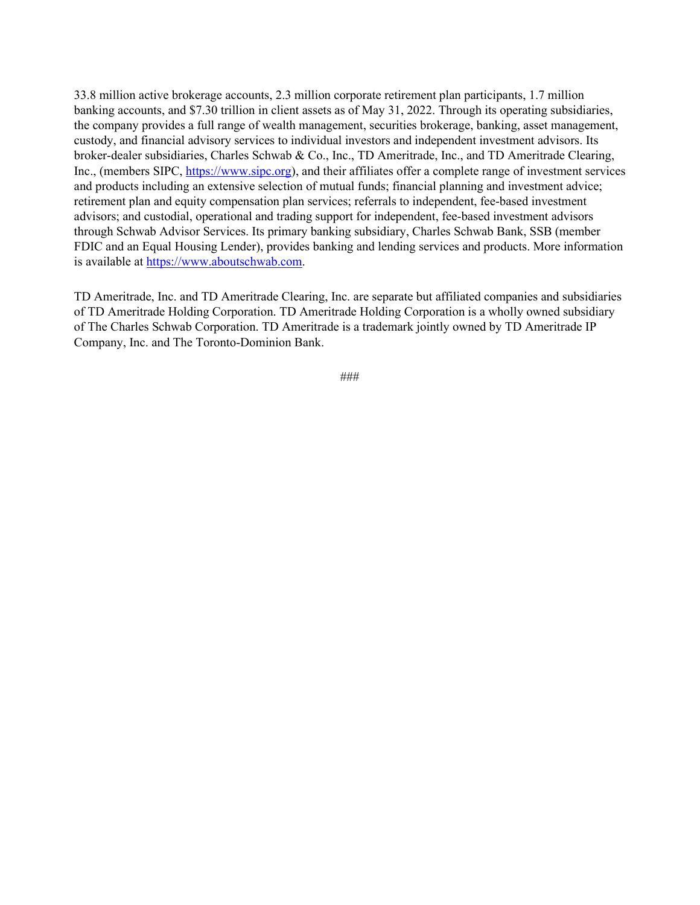33.8 million active brokerage accounts, 2.3 million corporate retirement plan participants, 1.7 million banking accounts, and $7.30 trillion in client assets as of May 31, 2022. Through its operating subsidiaries, the company provides a full range of wealth management, securities brokerage, banking, asset management, custody, and financial advisory services to individual investors and independent investment advisors. Its broker-dealer subsidiaries, Charles Schwab & Co., Inc., TD Ameritrade, Inc., and TD Ameritrade Clearing, Inc., (members SIPC, [https://www.sipc.org](https://www.sipc.org)), and their affiliates offer a complete range of investment services and products including an extensive selection of mutual funds; financial planning and investment advice; retirement plan and equity compensation plan services; referrals to independent, fee-based investment advisors; and custodial, operational and trading support for independent, fee-based investment advisors through Schwab Advisor Services. Its primary banking subsidiary, Charles Schwab Bank, SSB (member FDIC and an Equal Housing Lender), provides banking and lending services and products. More information is available at [https://www.aboutschwab.com](https://www.aboutschwab.com).

TD Ameritrade, Inc. and TD Ameritrade Clearing, Inc. are separate but affiliated companies and subsidiaries of TD Ameritrade Holding Corporation. TD Ameritrade Holding Corporation is a wholly owned subsidiary of The Charles Schwab Corporation. TD Ameritrade is a trademark jointly owned by TD Ameritrade IP Company, Inc. and The Toronto-Dominion Bank.

###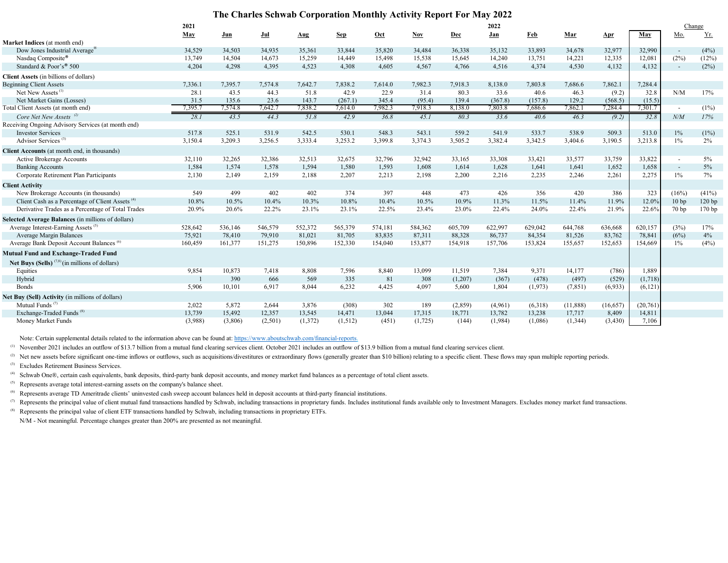# The Charles Schwab Corporation Monthly Activity Report For May 2022

| | 2021 May | Jun | Jul | Aug | Sep | Oct | Nov | Dec | 2022 Jan | Feb | Mar | Apr | May | Change Mo. | Change Yr. |
|---|---|---|---|---|---|---|---|---|---|---|---|---|---|---|---|
| **Market Indices** (at month end) | | | | | | | | | | | | | | | |
| Dow Jones Industrial Average® | 34,529 | 34,503 | 34,935 | 35,361 | 33,844 | 35,820 | 34,484 | 36,338 | 35,132 | 33,893 | 34,678 | 32,977 | 32,990 | - | (4%) |
| Nasdaq Composite® | 13,749 | 14,504 | 14,673 | 15,259 | 14,449 | 15,498 | 15,538 | 15,645 | 14,240 | 13,751 | 14,221 | 12,335 | 12,081 | (2%) | (12%) |
| Standard & Poor's® 500 | 4,204 | 4,298 | 4,395 | 4,523 | 4,308 | 4,605 | 4,567 | 4,766 | 4,516 | 4,374 | 4,530 | 4,132 | 4,132 | - | (2%) |
| **Client Assets** (in billions of dollars) | | | | | | | | | | | | | | | |
| Beginning Client Assets | 7,336.1 | 7,395.7 | 7,574.8 | 7,642.7 | 7,838.2 | 7,614.0 | 7,982.3 | 7,918.3 | 8,138.0 | 7,803.8 | 7,686.6 | 7,862.1 | 7,284.4 | | |
| Net New Assets [1] | 28.1 | 43.5 | 44.3 | 51.8 | 42.9 | 22.9 | 31.4 | 80.3 | 33.6 | 40.6 | 46.3 | (9.2) | 32.8 | N/M | 17% |
| Net Market Gains (Losses) | 31.5 | 135.6 | 23.6 | 143.7 | (267.1) | 345.4 | (95.4) | 139.4 | (367.8) | (157.8) | 129.2 | (568.5) | (15.5) | | |
| Total Client Assets (at month end) | 7,395.7 | 7,574.8 | 7,642.7 | 7,838.2 | 7,614.0 | 7,982.3 | 7,918.3 | 8,138.0 | 7,803.8 | 7,686.6 | 7,862.1 | 7,284.4 | 7,301.7 | - | (1%) |
| *Core Net New Assets* [2] | *28.1* | *43.5* | *44.3* | *51.8* | *42.9* | *36.8* | *45.1* | *80.3* | *33.6* | *40.6* | *46.3* | *(9.2)* | *32.8* | *N/M* | *17%* |
| Receiving Ongoing Advisory Services (at month end) | | | | | | | | | | | | | | | |
| Investor Services | 517.8 | 525.1 | 531.9 | 542.5 | 530.1 | 548.3 | 543.1 | 559.2 | 541.9 | 533.7 | 538.9 | 509.3 | 513.0 | 1% | (1%) |
| Advisor Services [3] | 3,150.4 | 3,209.3 | 3,256.5 | 3,333.4 | 3,253.2 | 3,399.8 | 3,374.3 | 3,505.2 | 3,382.4 | 3,342.5 | 3,404.6 | 3,190.5 | 3,213.8 | 1% | 2% |
| **Client Accounts** (at month end, in thousands) | | | | | | | | | | | | | | | |
| Active Brokerage Accounts | 32,110 | 32,265 | 32,386 | 32,513 | 32,675 | 32,796 | 32,942 | 33,165 | 33,308 | 33,421 | 33,577 | 33,759 | 33,822 | - | 5% |
| Banking Accounts | 1,584 | 1,574 | 1,578 | 1,594 | 1,580 | 1,593 | 1,608 | 1,614 | 1,628 | 1,641 | 1,641 | 1,652 | 1,658 | - | 5% |
| Corporate Retirement Plan Participants | 2,130 | 2,149 | 2,159 | 2,188 | 2,207 | 2,213 | 2,198 | 2,200 | 2,216 | 2,235 | 2,246 | 2,261 | 2,275 | 1% | 7% |
| **Client Activity** | | | | | | | | | | | | | | | |
| New Brokerage Accounts (in thousands) | 549 | 499 | 402 | 402 | 374 | 397 | 448 | 473 | 426 | 356 | 420 | 386 | 323 | (16%) | (41%) |
| Client Cash as a Percentage of Client Assets [4] | 10.8% | 10.5% | 10.4% | 10.3% | 10.8% | 10.4% | 10.5% | 10.9% | 11.3% | 11.5% | 11.4% | 11.9% | 12.0% | 10 bp | 120 bp |
| Derivative Trades as a Percentage of Total Trades | 20.9% | 20.6% | 22.2% | 23.1% | 23.1% | 22.5% | 23.4% | 23.0% | 22.4% | 24.0% | 22.4% | 21.9% | 22.6% | 70 bp | 170 bp |
| **Selected Average Balances** (in millions of dollars) | | | | | | | | | | | | | | | |
| Average Interest-Earning Assets [5] | 528,642 | 536,146 | 546,579 | 552,372 | 565,379 | 574,181 | 584,362 | 605,709 | 622,997 | 629,042 | 644,768 | 636,668 | 620,157 | (3%) | 17% |
| Average Margin Balances | 75,921 | 78,410 | 79,910 | 81,021 | 81,705 | 83,835 | 87,311 | 88,328 | 86,737 | 84,354 | 81,526 | 83,762 | 78,841 | (6%) | 4% |
| Average Bank Deposit Account Balances [6] | 160,459 | 161,377 | 151,275 | 150,896 | 152,330 | 154,040 | 153,877 | 154,918 | 157,706 | 153,824 | 155,657 | 152,653 | 154,669 | 1% | (4%) |
| **Mutual Fund and Exchange-Traded Fund** | | | | | | | | | | | | | | | |
| **Net Buys (Sells)** [7,8] (in millions of dollars) | | | | | | | | | | | | | | | |
| Equities | 9,854 | 10,873 | 7,418 | 8,808 | 7,596 | 8,840 | 13,099 | 11,519 | 7,384 | 9,371 | 14,177 | (786) | 1,889 | | |
| Hybrid | 1 | 390 | 666 | 569 | 335 | 81 | 308 | (1,207) | (367) | (478) | (497) | (529) | (1,718) | | |
| Bonds | 5,906 | 10,101 | 6,917 | 8,044 | 6,232 | 4,425 | 4,097 | 5,600 | 1,804 | (1,973) | (7,851) | (6,933) | (6,121) | | |
| **Net Buy (Sell) Activity** (in millions of dollars) | | | | | | | | | | | | | | | |
| Mutual Funds [7] | 2,022 | 5,872 | 2,644 | 3,876 | (308) | 302 | 189 | (2,859) | (4,961) | (6,318) | (11,888) | (16,657) | (20,761) | | |
| Exchange-Traded Funds [8] | 13,739 | 15,492 | 12,357 | 13,545 | 14,471 | 13,044 | 17,315 | 18,771 | 13,782 | 13,238 | 17,717 | 8,409 | 14,811 | | |
| Money Market Funds | (3,988) | (3,806) | (2,501) | (1,372) | (1,512) | (451) | (1,725) | (144) | (1,984) | (1,086) | (1,344) | (3,430) | 7,106 | | |

Note: Certain supplemental details related to the information above can be found at: https://www.aboutschwab.com/financial-reports.

[1] November 2021 includes an outflow of $13.7 billion from a mutual fund clearing services client. October 2021 includes an outflow of $13.9 billion from a mutual fund clearing services client.

[2] Net new assets before significant one-time inflows or outflows, such as acquisitions/divestitures or extraordinary flows (generally greater than $10 billion) relating to a specific client. These flows may span multiple reporting periods.

[3] Excludes Retirement Business Services.

[4] Schwab One®, certain cash equivalents, bank deposits, third-party bank deposit accounts, and money market fund balances as a percentage of total client assets.

[5] Represents average total interest-earning assets on the company's balance sheet.

[6] Represents average TD Ameritrade clients' uninvested cash sweep account balances held in deposit accounts at third-party financial institutions.

[7] Represents the principal value of client mutual fund transactions handled by Schwab, including transactions in proprietary funds. Includes institutional funds available only to Investment Managers. Excludes money market fund transactions.

[8] Represents the principal value of client ETF transactions handled by Schwab, including transactions in proprietary ETFs.

N/M - Not meaningful. Percentage changes greater than 200% are presented as not meaningful.